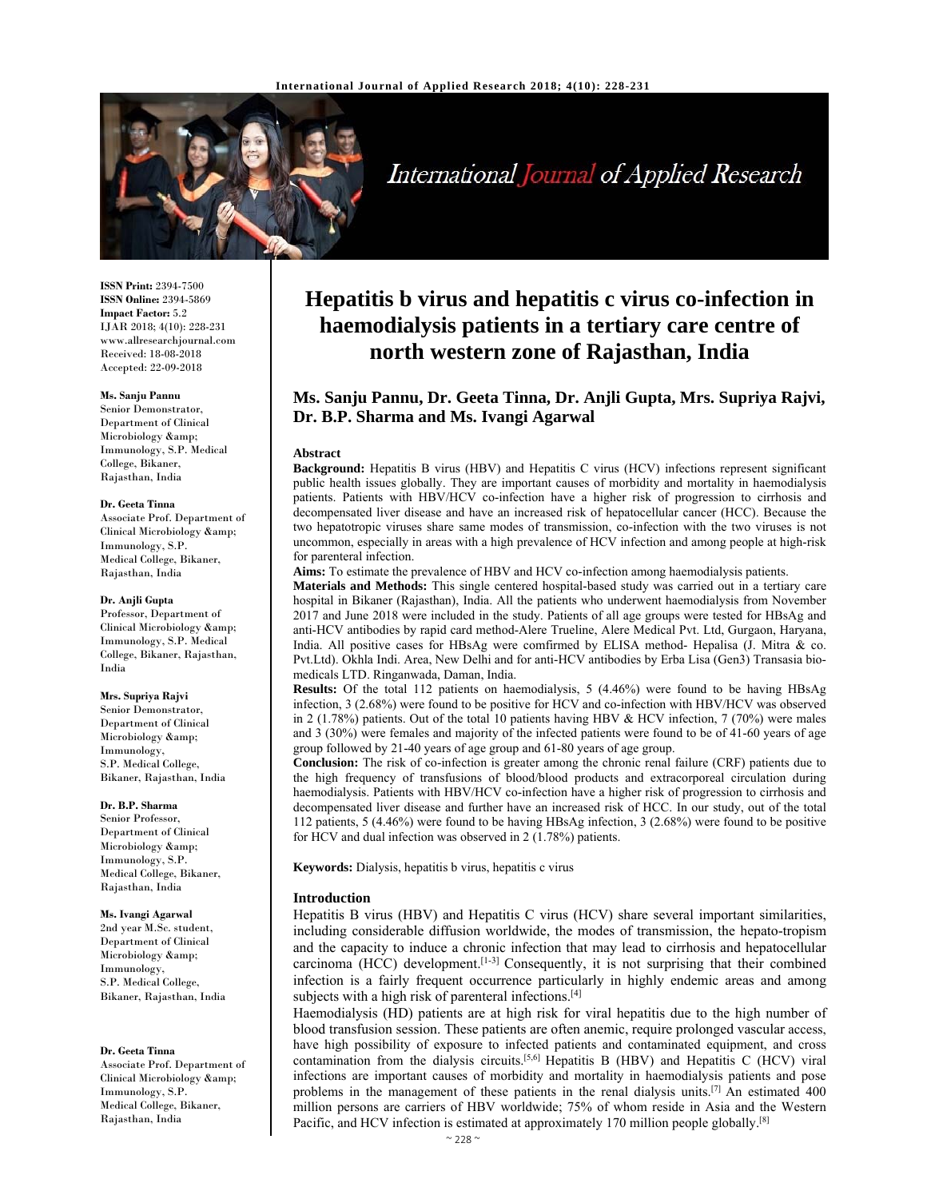# Hepatitis b virus and hepatitis c virus co-infection in haemodialysis patients in a tertiary care centre of north western zone of Rajasthan, India

**Ms. Sanju Pannu, Dr. Geeta Tinna, Dr. Anjli Gupta, Mrs. Supriya Rajvi, Dr. B.P. Sharma and Ms. Ivangi Agarwal**

**ISSN Print:** 2394-7500
**ISSN Online:** 2394-5869
**Impact Factor:** 5.2
IJAR 2018; 4(10): 228-231
www.allresearchjournal.com
Received: 18-08-2018
Accepted: 22-09-2018

**Ms. Sanju Pannu**
Senior Demonstrator, Department of Clinical Microbiology &amp; Immunology, S.P. Medical College, Bikaner, Rajasthan, India

**Dr. Geeta Tinna**
Associate Prof. Department of Clinical Microbiology &amp; Immunology, S.P. Medical College, Bikaner, Rajasthan, India

**Dr. Anjli Gupta**
Professor, Department of Clinical Microbiology &amp; Immunology, S.P. Medical College, Bikaner, Rajasthan, India

**Mrs. Supriya Rajvi**
Senior Demonstrator, Department of Clinical Microbiology &amp; Immunology, S.P. Medical College, Bikaner, Rajasthan, India

**Dr. B.P. Sharma**
Senior Professor, Department of Clinical Microbiology &amp; Immunology, S.P. Medical College, Bikaner, Rajasthan, India

**Ms. Ivangi Agarwal**
2nd year M.Sc. student, Department of Clinical Microbiology &amp; Immunology, S.P. Medical College, Bikaner, Rajasthan, India

**Dr. Geeta Tinna**
Associate Prof. Department of Clinical Microbiology &amp; Immunology, S.P. Medical College, Bikaner, Rajasthan, India

## Abstract

**Background:** Hepatitis B virus (HBV) and Hepatitis C virus (HCV) infections represent significant public health issues globally. They are important causes of morbidity and mortality in haemodialysis patients. Patients with HBV/HCV co-infection have a higher risk of progression to cirrhosis and decompensated liver disease and have an increased risk of hepatocellular cancer (HCC). Because the two hepatotropic viruses share same modes of transmission, co-infection with the two viruses is not uncommon, especially in areas with a high prevalence of HCV infection and among people at high-risk for parenteral infection.

**Aims:** To estimate the prevalence of HBV and HCV co-infection among haemodialysis patients.

**Materials and Methods:** This single centered hospital-based study was carried out in a tertiary care hospital in Bikaner (Rajasthan), India. All the patients who underwent haemodialysis from November 2017 and June 2018 were included in the study. Patients of all age groups were tested for HBsAg and anti-HCV antibodies by rapid card method-Alere Trueline, Alere Medical Pvt. Ltd, Gurgaon, Haryana, India. All positive cases for HBsAg were comfirmed by ELISA method- Hepalisa (J. Mitra & co. Pvt.Ltd). Okhla Indi. Area, New Delhi and for anti-HCV antibodies by Erba Lisa (Gen3) Transasia bio-medicals LTD. Ringanwada, Daman, India.

**Results:** Of the total 112 patients on haemodialysis, 5 (4.46%) were found to be having HBsAg infection, 3 (2.68%) were found to be positive for HCV and co-infection with HBV/HCV was observed in 2 (1.78%) patients. Out of the total 10 patients having HBV & HCV infection, 7 (70%) were males and 3 (30%) were females and majority of the infected patients were found to be of 41-60 years of age group followed by 21-40 years of age group and 61-80 years of age group.

**Conclusion:** The risk of co-infection is greater among the chronic renal failure (CRF) patients due to the high frequency of transfusions of blood/blood products and extracorporeal circulation during haemodialysis. Patients with HBV/HCV co-infection have a higher risk of progression to cirrhosis and decompensated liver disease and further have an increased risk of HCC. In our study, out of the total 112 patients, 5 (4.46%) were found to be having HBsAg infection, 3 (2.68%) were found to be positive for HCV and dual infection was observed in 2 (1.78%) patients.

**Keywords:** Dialysis, hepatitis b virus, hepatitis c virus

## Introduction

Hepatitis B virus (HBV) and Hepatitis C virus (HCV) share several important similarities, including considerable diffusion worldwide, the modes of transmission, the hepato-tropism and the capacity to induce a chronic infection that may lead to cirrhosis and hepatocellular carcinoma (HCC) development.[1-3] Consequently, it is not surprising that their combined infection is a fairly frequent occurrence particularly in highly endemic areas and among subjects with a high risk of parenteral infections.[4]

Haemodialysis (HD) patients are at high risk for viral hepatitis due to the high number of blood transfusion session. These patients are often anemic, require prolonged vascular access, have high possibility of exposure to infected patients and contaminated equipment, and cross contamination from the dialysis circuits.[5,6] Hepatitis B (HBV) and Hepatitis C (HCV) viral infections are important causes of morbidity and mortality in haemodialysis patients and pose problems in the management of these patients in the renal dialysis units.[7] An estimated 400 million persons are carriers of HBV worldwide; 75% of whom reside in Asia and the Western Pacific, and HCV infection is estimated at approximately 170 million people globally.[8]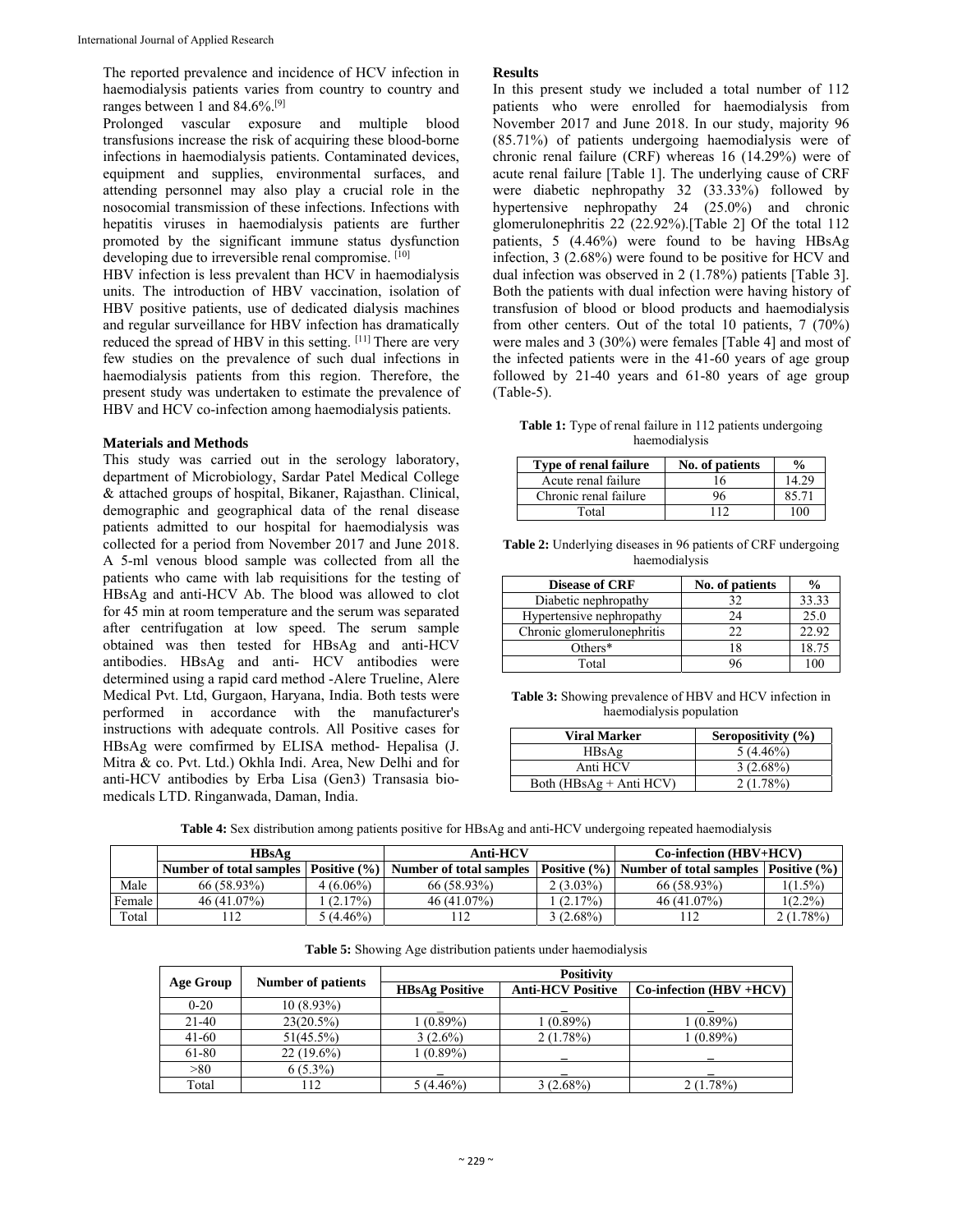The reported prevalence and incidence of HCV infection in haemodialysis patients varies from country to country and ranges between 1 and 84.6%.[9]

Prolonged vascular exposure and multiple blood transfusions increase the risk of acquiring these blood-borne infections in haemodialysis patients. Contaminated devices, equipment and supplies, environmental surfaces, and attending personnel may also play a crucial role in the nosocomial transmission of these infections. Infections with hepatitis viruses in haemodialysis patients are further promoted by the significant immune status dysfunction developing due to irreversible renal compromise. [10]

HBV infection is less prevalent than HCV in haemodialysis units. The introduction of HBV vaccination, isolation of HBV positive patients, use of dedicated dialysis machines and regular surveillance for HBV infection has dramatically reduced the spread of HBV in this setting. [11] There are very few studies on the prevalence of such dual infections in haemodialysis patients from this region. Therefore, the present study was undertaken to estimate the prevalence of HBV and HCV co-infection among haemodialysis patients.

## Materials and Methods

This study was carried out in the serology laboratory, department of Microbiology, Sardar Patel Medical College & attached groups of hospital, Bikaner, Rajasthan. Clinical, demographic and geographical data of the renal disease patients admitted to our hospital for haemodialysis was collected for a period from November 2017 and June 2018. A 5-ml venous blood sample was collected from all the patients who came with lab requisitions for the testing of HBsAg and anti-HCV Ab. The blood was allowed to clot for 45 min at room temperature and the serum was separated after centrifugation at low speed. The serum sample obtained was then tested for HBsAg and anti-HCV antibodies. HBsAg and anti- HCV antibodies were determined using a rapid card method -Alere Trueline, Alere Medical Pvt. Ltd, Gurgaon, Haryana, India. Both tests were performed in accordance with the manufacturer's instructions with adequate controls. All Positive cases for HBsAg were comfirmed by ELISA method- Hepalisa (J. Mitra & co. Pvt. Ltd.) Okhla Indi. Area, New Delhi and for anti-HCV antibodies by Erba Lisa (Gen3) Transasia bio-medicals LTD. Ringanwada, Daman, India.

## Results

In this present study we included a total number of 112 patients who were enrolled for haemodialysis from November 2017 and June 2018. In our study, majority 96 (85.71%) of patients undergoing haemodialysis were of chronic renal failure (CRF) whereas 16 (14.29%) were of acute renal failure [Table 1]. The underlying cause of CRF were diabetic nephropathy 32 (33.33%) followed by hypertensive nephropathy 24 (25.0%) and chronic glomerulonephritis 22 (22.92%).[Table 2] Of the total 112 patients, 5 (4.46%) were found to be having HBsAg infection, 3 (2.68%) were found to be positive for HCV and dual infection was observed in 2 (1.78%) patients [Table 3]. Both the patients with dual infection were having history of transfusion of blood or blood products and haemodialysis from other centers. Out of the total 10 patients, 7 (70%) were males and 3 (30%) were females [Table 4] and most of the infected patients were in the 41-60 years of age group followed by 21-40 years and 61-80 years of age group (Table-5).

**Table 1:** Type of renal failure in 112 patients undergoing haemodialysis

| Type of renal failure | No. of patients | % |
|---|---|---|
| Acute renal failure | 16 | 14.29 |
| Chronic renal failure | 96 | 85.71 |
| Total | 112 | 100 |

**Table 2:** Underlying diseases in 96 patients of CRF undergoing haemodialysis

| Disease of CRF | No. of patients | % |
|---|---|---|
| Diabetic nephropathy | 32 | 33.33 |
| Hypertensive nephropathy | 24 | 25.0 |
| Chronic glomerulonephritis | 22 | 22.92 |
| Others* | 18 | 18.75 |
| Total | 96 | 100 |

**Table 3:** Showing prevalence of HBV and HCV infection in haemodialysis population

| Viral Marker | Seropositivity (%) |
|---|---|
| HBsAg | 5 (4.46%) |
| Anti HCV | 3 (2.68%) |
| Both (HBsAg + Anti HCV) | 2 (1.78%) |

**Table 4:** Sex distribution among patients positive for HBsAg and anti-HCV undergoing repeated haemodialysis

| | HBsAg | | Anti-HCV | | Co-infection (HBV+HCV) | |
|---|---|---|---|---|---|---|
| | Number of total samples | Positive (%) | Number of total samples | Positive (%) | Number of total samples | Positive (%) |
| Male | 66 (58.93%) | 4 (6.06%) | 66 (58.93%) | 2 (3.03%) | 66 (58.93%) | 1(1.5%) |
| Female | 46 (41.07%) | 1 (2.17%) | 46 (41.07%) | 1 (2.17%) | 46 (41.07%) | 1(2.2%) |
| Total | 112 | 5 (4.46%) | 112 | 3 (2.68%) | 112 | 2 (1.78%) |

**Table 5:** Showing Age distribution patients under haemodialysis

| Age Group | Number of patients | Positivity | | |
|---|---|---|---|---|
| | | HBsAg Positive | Anti-HCV Positive | Co-infection (HBV +HCV) |
| 0-20 | 10 (8.93%) | _ | _ | _ |
| 21-40 | 23(20.5%) | 1 (0.89%) | 1 (0.89%) | 1 (0.89%) |
| 41-60 | 51(45.5%) | 3 (2.6%) | 2 (1.78%) | 1 (0.89%) |
| 61-80 | 22 (19.6%) | 1 (0.89%) | _ | _ |
| >80 | 6 (5.3%) | _ | _ | _ |
| Total | 112 | 5 (4.46%) | 3 (2.68%) | 2 (1.78%) |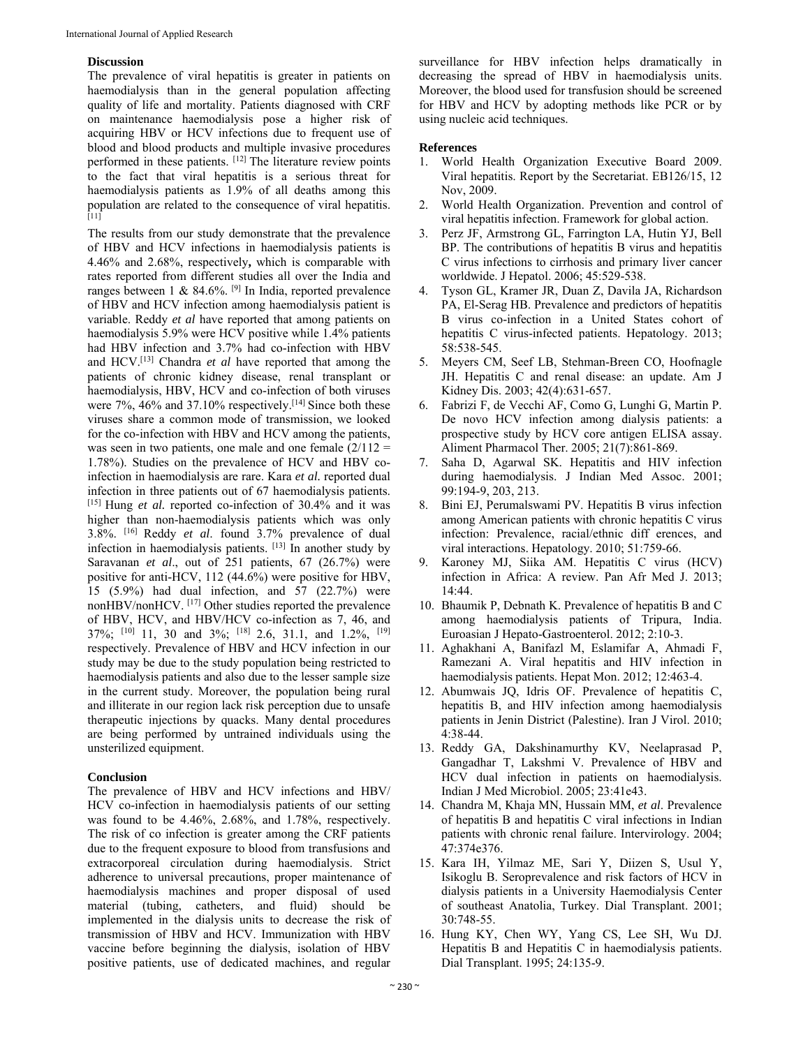## Discussion

The prevalence of viral hepatitis is greater in patients on haemodialysis than in the general population affecting quality of life and mortality. Patients diagnosed with CRF on maintenance haemodialysis pose a higher risk of acquiring HBV or HCV infections due to frequent use of blood and blood products and multiple invasive procedures performed in these patients. [12] The literature review points to the fact that viral hepatitis is a serious threat for haemodialysis patients as 1.9% of all deaths among this population are related to the consequence of viral hepatitis. [11]

The results from our study demonstrate that the prevalence of HBV and HCV infections in haemodialysis patients is 4.46% and 2.68%, respectively**,** which is comparable with rates reported from different studies all over the India and ranges between 1 & 84.6%. [9] In India, reported prevalence of HBV and HCV infection among haemodialysis patient is variable. Reddy *et al* have reported that among patients on haemodialysis 5.9% were HCV positive while 1.4% patients had HBV infection and 3.7% had co-infection with HBV and HCV.[13] Chandra *et al* have reported that among the patients of chronic kidney disease, renal transplant or haemodialysis, HBV, HCV and co-infection of both viruses were 7%, 46% and 37.10% respectively.[14] Since both these viruses share a common mode of transmission, we looked for the co-infection with HBV and HCV among the patients, was seen in two patients, one male and one female (2/112 = 1.78%). Studies on the prevalence of HCV and HBV co-infection in haemodialysis are rare. Kara *et al.* reported dual infection in three patients out of 67 haemodialysis patients. [15] Hung *et al.* reported co-infection of 30.4% and it was higher than non-haemodialysis patients which was only 3.8%. [16] Reddy *et al*. found 3.7% prevalence of dual infection in haemodialysis patients. [13] In another study by Saravanan *et al*., out of 251 patients, 67 (26.7%) were positive for anti-HCV, 112 (44.6%) were positive for HBV, 15 (5.9%) had dual infection, and 57 (22.7%) were nonHBV/nonHCV. [17] Other studies reported the prevalence of HBV, HCV, and HBV/HCV co-infection as 7, 46, and 37%; [10] 11, 30 and 3%; [18] 2.6, 31.1, and 1.2%, [19] respectively. Prevalence of HBV and HCV infection in our study may be due to the study population being restricted to haemodialysis patients and also due to the lesser sample size in the current study. Moreover, the population being rural and illiterate in our region lack risk perception due to unsafe therapeutic injections by quacks. Many dental procedures are being performed by untrained individuals using the unsterilized equipment.

## Conclusion

The prevalence of HBV and HCV infections and HBV/ HCV co-infection in haemodialysis patients of our setting was found to be 4.46%, 2.68%, and 1.78%, respectively. The risk of co infection is greater among the CRF patients due to the frequent exposure to blood from transfusions and extracorporeal circulation during haemodialysis. Strict adherence to universal precautions, proper maintenance of haemodialysis machines and proper disposal of used material (tubing, catheters, and fluid) should be implemented in the dialysis units to decrease the risk of transmission of HBV and HCV. Immunization with HBV vaccine before beginning the dialysis, isolation of HBV positive patients, use of dedicated machines, and regular surveillance for HBV infection helps dramatically in decreasing the spread of HBV in haemodialysis units. Moreover, the blood used for transfusion should be screened for HBV and HCV by adopting methods like PCR or by using nucleic acid techniques.

## References

1. World Health Organization Executive Board 2009. Viral hepatitis. Report by the Secretariat. EB126/15, 12 Nov, 2009.
2. World Health Organization. Prevention and control of viral hepatitis infection. Framework for global action.
3. Perz JF, Armstrong GL, Farrington LA, Hutin YJ, Bell BP. The contributions of hepatitis B virus and hepatitis C virus infections to cirrhosis and primary liver cancer worldwide. J Hepatol. 2006; 45:529-538.
4. Tyson GL, Kramer JR, Duan Z, Davila JA, Richardson PA, El-Serag HB. Prevalence and predictors of hepatitis B virus co-infection in a United States cohort of hepatitis C virus-infected patients. Hepatology. 2013; 58:538-545.
5. Meyers CM, Seef LB, Stehman-Breen CO, Hoofnagle JH. Hepatitis C and renal disease: an update. Am J Kidney Dis. 2003; 42(4):631-657.
6. Fabrizi F, de Vecchi AF, Como G, Lunghi G, Martin P. De novo HCV infection among dialysis patients: a prospective study by HCV core antigen ELISA assay. Aliment Pharmacol Ther. 2005; 21(7):861-869.
7. Saha D, Agarwal SK. Hepatitis and HIV infection during haemodialysis. J Indian Med Assoc. 2001; 99:194-9, 203, 213.
8. Bini EJ, Perumalswami PV. Hepatitis B virus infection among American patients with chronic hepatitis C virus infection: Prevalence, racial/ethnic diff erences, and viral interactions. Hepatology. 2010; 51:759-66.
9. Karoney MJ, Siika AM. Hepatitis C virus (HCV) infection in Africa: A review. Pan Afr Med J. 2013; 14:44.
10. Bhaumik P, Debnath K. Prevalence of hepatitis B and C among haemodialysis patients of Tripura, India. Euroasian J Hepato-Gastroenterol. 2012; 2:10-3.
11. Aghakhani A, Banifazl M, Eslamifar A, Ahmadi F, Ramezani A. Viral hepatitis and HIV infection in haemodialysis patients. Hepat Mon. 2012; 12:463-4.
12. Abumwais JQ, Idris OF. Prevalence of hepatitis C, hepatitis B, and HIV infection among haemodialysis patients in Jenin District (Palestine). Iran J Virol. 2010; 4:38-44.
13. Reddy GA, Dakshinamurthy KV, Neelaprasad P, Gangadhar T, Lakshmi V. Prevalence of HBV and HCV dual infection in patients on haemodialysis. Indian J Med Microbiol. 2005; 23:41e43.
14. Chandra M, Khaja MN, Hussain MM, *et al*. Prevalence of hepatitis B and hepatitis C viral infections in Indian patients with chronic renal failure. Intervirology. 2004; 47:374e376.
15. Kara IH, Yilmaz ME, Sari Y, Diizen S, Usul Y, Isikoglu B. Seroprevalence and risk factors of HCV in dialysis patients in a University Haemodialysis Center of southeast Anatolia, Turkey. Dial Transplant. 2001; 30:748-55.
16. Hung KY, Chen WY, Yang CS, Lee SH, Wu DJ. Hepatitis B and Hepatitis C in haemodialysis patients. Dial Transplant. 1995; 24:135-9.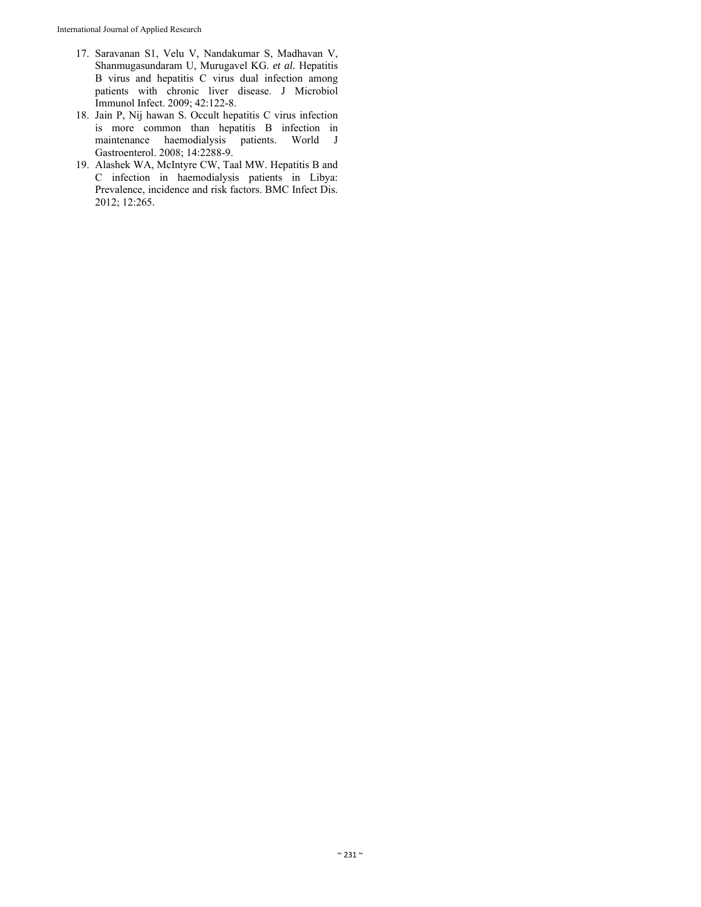17. Saravanan S1, Velu V, Nandakumar S, Madhavan V, Shanmugasundaram U, Murugavel KG. *et al.* Hepatitis B virus and hepatitis C virus dual infection among patients with chronic liver disease. J Microbiol Immunol Infect. 2009; 42:122-8.
18. Jain P, Nij hawan S. Occult hepatitis C virus infection is more common than hepatitis B infection in maintenance haemodialysis patients. World J Gastroenterol. 2008; 14:2288-9.
19. Alashek WA, McIntyre CW, Taal MW. Hepatitis B and C infection in haemodialysis patients in Libya: Prevalence, incidence and risk factors. BMC Infect Dis. 2012; 12:265.